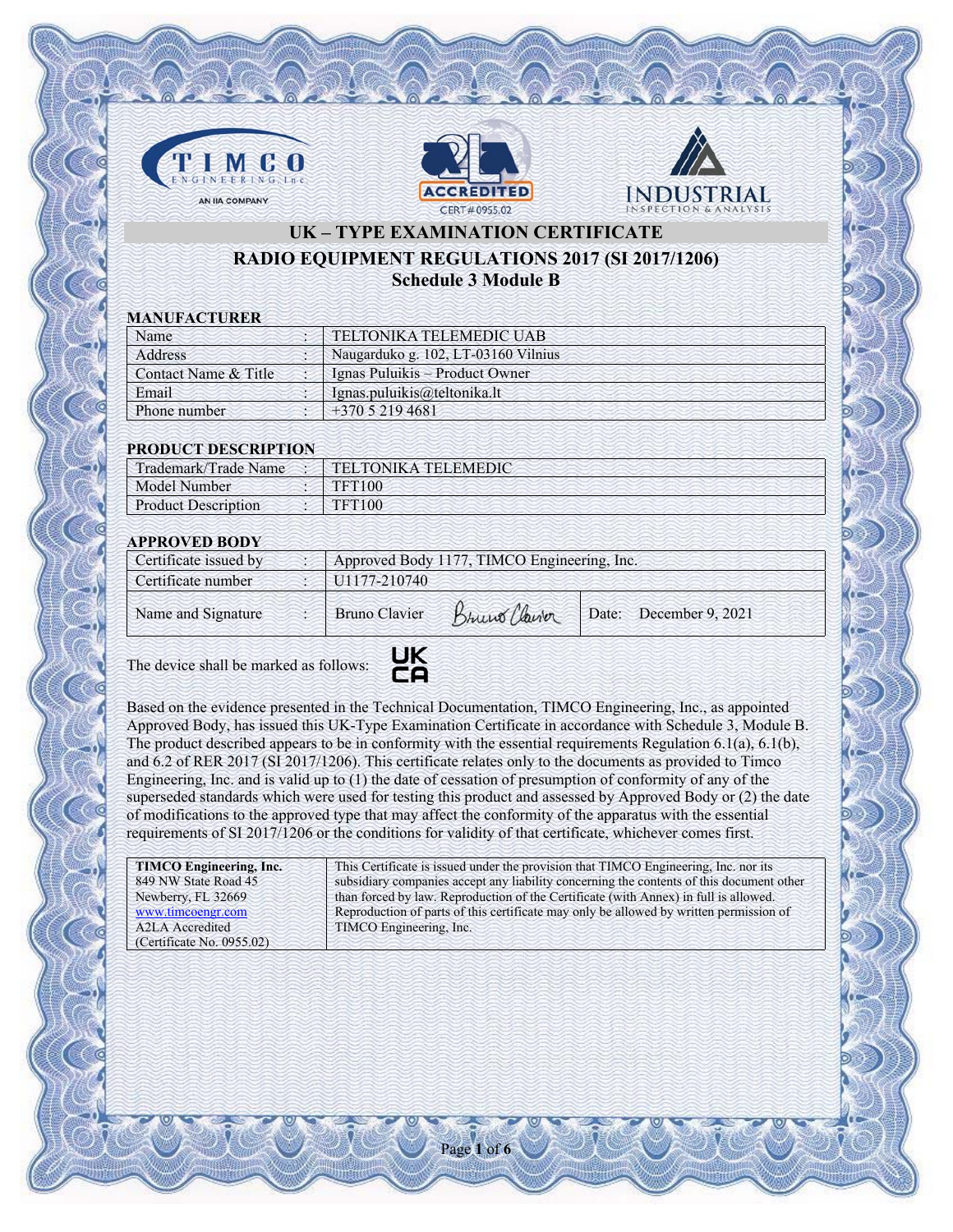TIMCO ENGINEERING Inc
AN IIA COMPANY

ACCREDITED
CERT # 0955.02

INDUSTRIAL
INSPECTION & ANALYSIS

# UK – TYPE EXAMINATION CERTIFICATE

## RADIO EQUIPMENT REGULATIONS 2017 (SI 2017/1206)

## Schedule 3 Module B

**MANUFACTURER**

| Name | : | TELTONIKA TELEMEDIC UAB |
|---|---|---|
| Address | : | Naugarduko g. 102, LT-03160 Vilnius |
| Contact Name & Title | : | Ignas Puluikis – Product Owner |
| Email | : | Ignas.puluikis@teltonika.lt |
| Phone number | : | +370 5 219 4681 |

**PRODUCT DESCRIPTION**

| Trademark/Trade Name | : | TELTONIKA TELEMEDIC |
|---|---|---|
| Model Number | : | TFT100 |
| Product Description | : | TFT100 |

**APPROVED BODY**

| Certificate issued by | : | Approved Body 1177, TIMCO Engineering, Inc. | |
|---|---|---|---|
| Certificate number | : | U1177-210740 | |
| Name and Signature | : | Bruno Clavier *(signature)* | Date: December 9, 2021 |

The device shall be marked as follows: UK CA

Based on the evidence presented in the Technical Documentation, TIMCO Engineering, Inc., as appointed Approved Body, has issued this UK-Type Examination Certificate in accordance with Schedule 3, Module B. The product described appears to be in conformity with the essential requirements Regulation 6.1(a), 6.1(b), and 6.2 of RER 2017 (SI 2017/1206). This certificate relates only to the documents as provided to Timco Engineering, Inc. and is valid up to (1) the date of cessation of presumption of conformity of any of the superseded standards which were used for testing this product and assessed by Approved Body or (2) the date of modifications to the approved type that may affect the conformity of the apparatus with the essential requirements of SI 2017/1206 or the conditions for validity of that certificate, whichever comes first.

| **TIMCO Engineering, Inc.**<br>849 NW State Road 45<br>Newberry, FL 32669<br>www.timcoengr.com<br>A2LA Accredited<br>(Certificate No. 0955.02) | This Certificate is issued under the provision that TIMCO Engineering, Inc. nor its subsidiary companies accept any liability concerning the contents of this document other than forced by law. Reproduction of the Certificate (with Annex) in full is allowed. Reproduction of parts of this certificate may only be allowed by written permission of TIMCO Engineering, Inc. |
|---|---|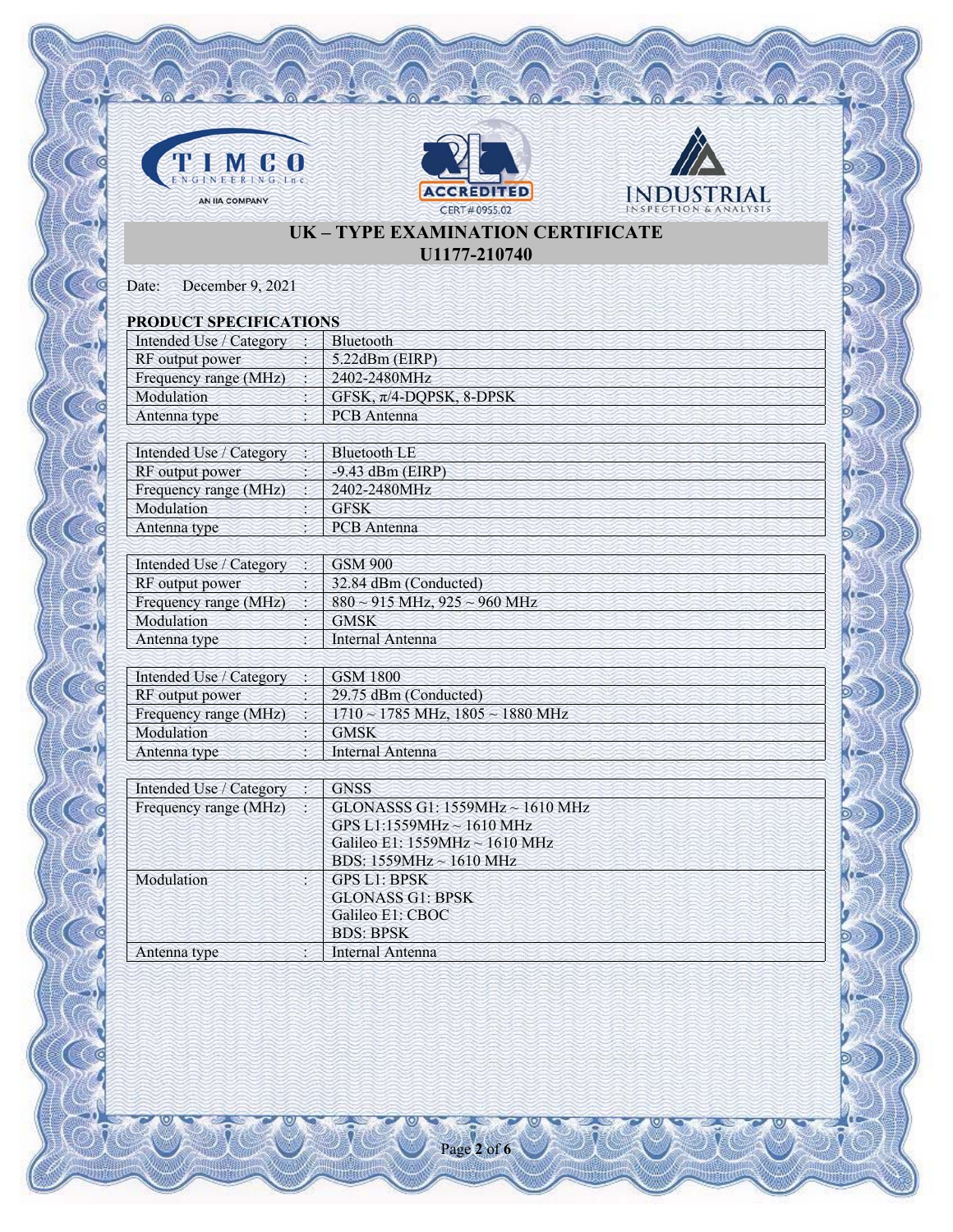TIMCO ENGINEERING, Inc — AN IIA COMPANY

ACCREDITED CERT # 0955.02

INDUSTRIAL INSPECTION & ANALYSIS

# UK – TYPE EXAMINATION CERTIFICATE
## U1177-210740

Date: December 9, 2021

**PRODUCT SPECIFICATIONS**

| Intended Use / Category | : | Bluetooth |
|---|---|---|
| RF output power | : | 5.22dBm (EIRP) |
| Frequency range (MHz) | : | 2402-2480MHz |
| Modulation | : | GFSK, π/4-DQPSK, 8-DPSK |
| Antenna type | : | PCB Antenna |

| Intended Use / Category | : | Bluetooth LE |
|---|---|---|
| RF output power | : | -9.43 dBm (EIRP) |
| Frequency range (MHz) | : | 2402-2480MHz |
| Modulation | : | GFSK |
| Antenna type | : | PCB Antenna |

| Intended Use / Category | : | GSM 900 |
|---|---|---|
| RF output power | : | 32.84 dBm (Conducted) |
| Frequency range (MHz) | : | 880 ~ 915 MHz, 925 ~ 960 MHz |
| Modulation | : | GMSK |
| Antenna type | : | Internal Antenna |

| Intended Use / Category | : | GSM 1800 |
|---|---|---|
| RF output power | : | 29.75 dBm (Conducted) |
| Frequency range (MHz) | : | 1710 ~ 1785 MHz, 1805 ~ 1880 MHz |
| Modulation | : | GMSK |
| Antenna type | : | Internal Antenna |

| Intended Use / Category | : | GNSS |
|---|---|---|
| Frequency range (MHz) | : | GLONASSS G1: 1559MHz ~ 1610 MHz<br>GPS L1:1559MHz ~ 1610 MHz<br>Galileo E1: 1559MHz ~ 1610 MHz<br>BDS: 1559MHz ~ 1610 MHz |
| Modulation | : | GPS L1: BPSK<br>GLONASS G1: BPSK<br>Galileo E1: CBOC<br>BDS: BPSK |
| Antenna type | : | Internal Antenna |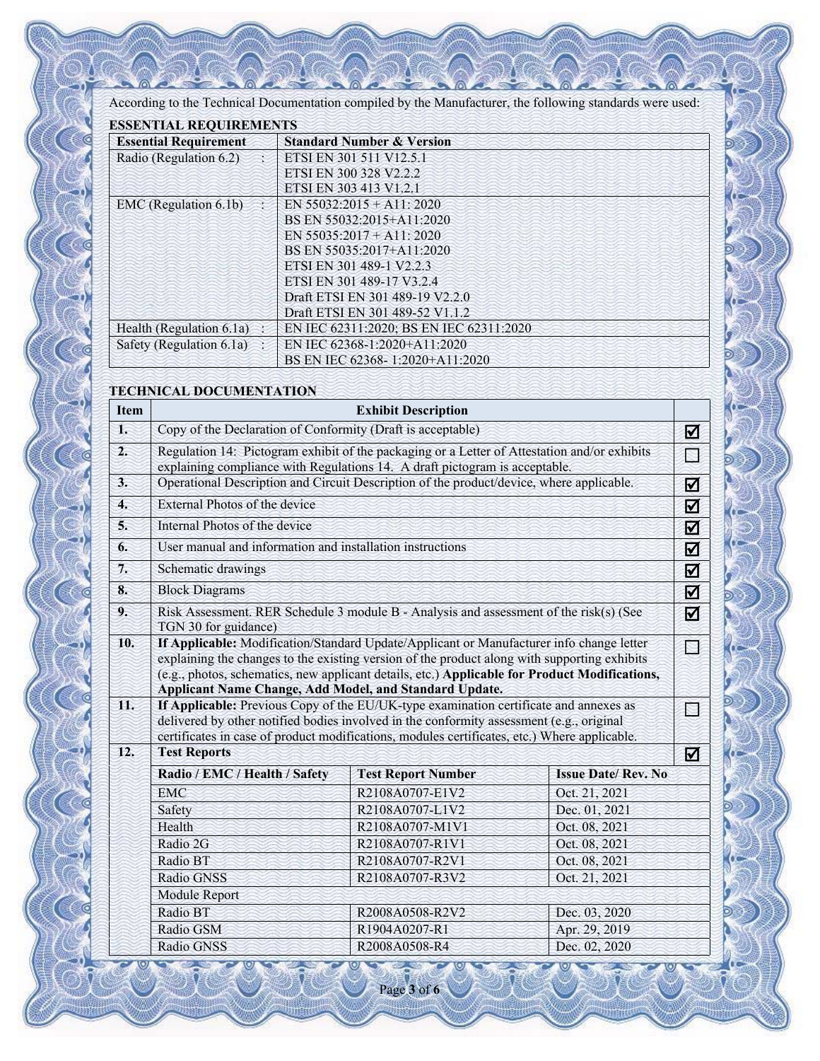According to the Technical Documentation compiled by the Manufacturer, the following standards were used:

## ESSENTIAL REQUIREMENTS

| Essential Requirement | Standard Number & Version |
|---|---|
| Radio (Regulation 6.2) : | ETSI EN 301 511 V12.5.1<br>ETSI EN 300 328 V2.2.2<br>ETSI EN 303 413 V1.2.1 |
| EMC (Regulation 6.1b) : | EN 55032:2015 + A11: 2020<br>BS EN 55032:2015+A11:2020<br>EN 55035:2017 + A11: 2020<br>BS EN 55035:2017+A11:2020<br>ETSI EN 301 489-1 V2.2.3<br>ETSI EN 301 489-17 V3.2.4<br>Draft ETSI EN 301 489-19 V2.2.0<br>Draft ETSI EN 301 489-52 V1.1.2 |
| Health (Regulation 6.1a) : | EN IEC 62311:2020; BS EN IEC 62311:2020 |
| Safety (Regulation 6.1a) : | EN IEC 62368-1:2020+A11:2020<br>BS EN IEC 62368- 1:2020+A11:2020 |

## TECHNICAL DOCUMENTATION

| Item | Exhibit Description | |
|---|---|---|
| 1. | Copy of the Declaration of Conformity (Draft is acceptable) | ☑ |
| 2. | Regulation 14: Pictogram exhibit of the packaging or a Letter of Attestation and/or exhibits explaining compliance with Regulations 14. A draft pictogram is acceptable. | ☐ |
| 3. | Operational Description and Circuit Description of the product/device, where applicable. | ☑ |
| 4. | External Photos of the device | ☑ |
| 5. | Internal Photos of the device | ☑ |
| 6. | User manual and information and installation instructions | ☑ |
| 7. | Schematic drawings | ☑ |
| 8. | Block Diagrams | ☑ |
| 9. | Risk Assessment. RER Schedule 3 module B - Analysis and assessment of the risk(s) (See TGN 30 for guidance) | ☑ |
| 10. | **If Applicable:** Modification/Standard Update/Applicant or Manufacturer info change letter explaining the changes to the existing version of the product along with supporting exhibits (e.g., photos, schematics, new applicant details, etc.) **Applicable for Product Modifications, Applicant Name Change, Add Model, and Standard Update.** | ☐ |
| 11. | **If Applicable:** Previous Copy of the EU/UK-type examination certificate and annexes as delivered by other notified bodies involved in the conformity assessment (e.g., original certificates in case of product modifications, modules certificates, etc.) Where applicable. | ☐ |
| 12. | **Test Reports** | ☑ |

| Radio / EMC / Health / Safety | Test Report Number | Issue Date/ Rev. No |
|---|---|---|
| EMC | R2108A0707-E1V2 | Oct. 21, 2021 |
| Safety | R2108A0707-L1V2 | Dec. 01, 2021 |
| Health | R2108A0707-M1V1 | Oct. 08, 2021 |
| Radio 2G | R2108A0707-R1V1 | Oct. 08, 2021 |
| Radio BT | R2108A0707-R2V1 | Oct. 08, 2021 |
| Radio GNSS | R2108A0707-R3V2 | Oct. 21, 2021 |
| Module Report | | |
| Radio BT | R2008A0508-R2V2 | Dec. 03, 2020 |
| Radio GSM | R1904A0207-R1 | Apr. 29, 2019 |
| Radio GNSS | R2008A0508-R4 | Dec. 02, 2020 |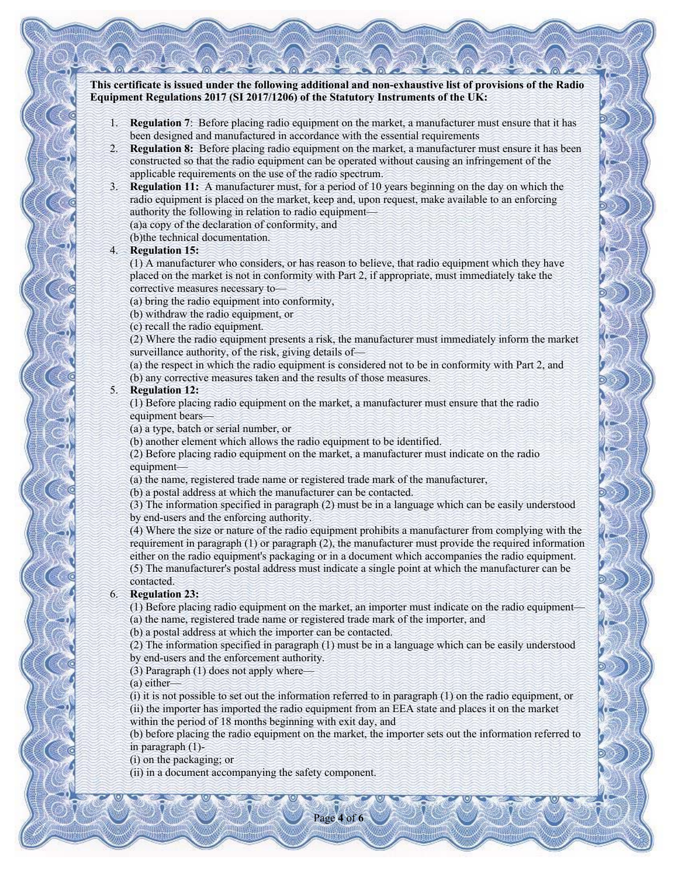**This certificate is issued under the following additional and non-exhaustive list of provisions of the Radio Equipment Regulations 2017 (SI 2017/1206) of the Statutory Instruments of the UK:**

1. **Regulation 7**: Before placing radio equipment on the market, a manufacturer must ensure that it has been designed and manufactured in accordance with the essential requirements
2. **Regulation 8:** Before placing radio equipment on the market, a manufacturer must ensure it has been constructed so that the radio equipment can be operated without causing an infringement of the applicable requirements on the use of the radio spectrum.
3. **Regulation 11:** A manufacturer must, for a period of 10 years beginning on the day on which the radio equipment is placed on the market, keep and, upon request, make available to an enforcing authority the following in relation to radio equipment—
   (a)a copy of the declaration of conformity, and
   (b)the technical documentation.
4. **Regulation 15:**
   (1) A manufacturer who considers, or has reason to believe, that radio equipment which they have placed on the market is not in conformity with Part 2, if appropriate, must immediately take the corrective measures necessary to—
   (a) bring the radio equipment into conformity,
   (b) withdraw the radio equipment, or
   (c) recall the radio equipment.
   (2) Where the radio equipment presents a risk, the manufacturer must immediately inform the market surveillance authority, of the risk, giving details of—
   (a) the respect in which the radio equipment is considered not to be in conformity with Part 2, and
   (b) any corrective measures taken and the results of those measures.
5. **Regulation 12:**
   (1) Before placing radio equipment on the market, a manufacturer must ensure that the radio equipment bears—
   (a) a type, batch or serial number, or
   (b) another element which allows the radio equipment to be identified.
   (2) Before placing radio equipment on the market, a manufacturer must indicate on the radio equipment—
   (a) the name, registered trade name or registered trade mark of the manufacturer,
   (b) a postal address at which the manufacturer can be contacted.
   (3) The information specified in paragraph (2) must be in a language which can be easily understood by end-users and the enforcing authority.
   (4) Where the size or nature of the radio equipment prohibits a manufacturer from complying with the requirement in paragraph (1) or paragraph (2), the manufacturer must provide the required information either on the radio equipment's packaging or in a document which accompanies the radio equipment.
   (5) The manufacturer's postal address must indicate a single point at which the manufacturer can be contacted.
6. **Regulation 23:**
   (1) Before placing radio equipment on the market, an importer must indicate on the radio equipment—
   (a) the name, registered trade name or registered trade mark of the importer, and
   (b) a postal address at which the importer can be contacted.
   (2) The information specified in paragraph (1) must be in a language which can be easily understood by end-users and the enforcement authority.
   (3) Paragraph (1) does not apply where—
   (a) either—
   (i) it is not possible to set out the information referred to in paragraph (1) on the radio equipment, or
   (ii) the importer has imported the radio equipment from an EEA state and places it on the market within the period of 18 months beginning with exit day, and
   (b) before placing the radio equipment on the market, the importer sets out the information referred to in paragraph (1)-
   (i) on the packaging; or
   (ii) in a document accompanying the safety component.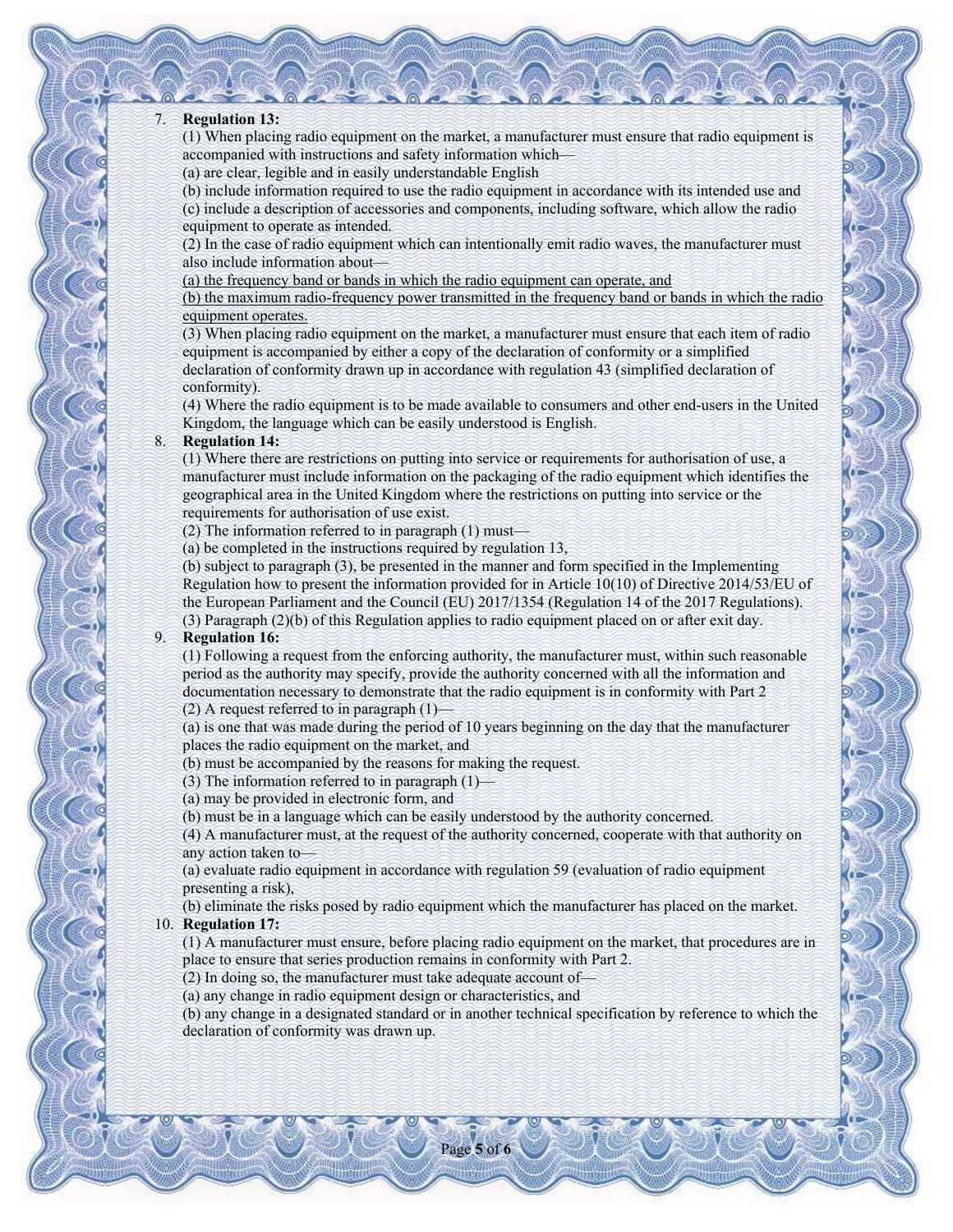7. **Regulation 13:**
   (1) When placing radio equipment on the market, a manufacturer must ensure that radio equipment is accompanied with instructions and safety information which—
   (a) are clear, legible and in easily understandable English
   (b) include information required to use the radio equipment in accordance with its intended use and
   (c) include a description of accessories and components, including software, which allow the radio equipment to operate as intended.
   (2) In the case of radio equipment which can intentionally emit radio waves, the manufacturer must also include information about—
   <u>(a) the frequency band or bands in which the radio equipment can operate, and</u>
   <u>(b) the maximum radio-frequency power transmitted in the frequency band or bands in which the radio equipment operates.</u>
   (3) When placing radio equipment on the market, a manufacturer must ensure that each item of radio equipment is accompanied by either a copy of the declaration of conformity or a simplified declaration of conformity drawn up in accordance with regulation 43 (simplified declaration of conformity).
   (4) Where the radio equipment is to be made available to consumers and other end-users in the United Kingdom, the language which can be easily understood is English.
8. **Regulation 14:**
   (1) Where there are restrictions on putting into service or requirements for authorisation of use, a manufacturer must include information on the packaging of the radio equipment which identifies the geographical area in the United Kingdom where the restrictions on putting into service or the requirements for authorisation of use exist.
   (2) The information referred to in paragraph (1) must—
   (a) be completed in the instructions required by regulation 13,
   (b) subject to paragraph (3), be presented in the manner and form specified in the Implementing Regulation how to present the information provided for in Article 10(10) of Directive 2014/53/EU of the European Parliament and the Council (EU) 2017/1354 (Regulation 14 of the 2017 Regulations).
   (3) Paragraph (2)(b) of this Regulation applies to radio equipment placed on or after exit day.
9. **Regulation 16:**
   (1) Following a request from the enforcing authority, the manufacturer must, within such reasonable period as the authority may specify, provide the authority concerned with all the information and documentation necessary to demonstrate that the radio equipment is in conformity with Part 2
   (2) A request referred to in paragraph (1)—
   (a) is one that was made during the period of 10 years beginning on the day that the manufacturer places the radio equipment on the market, and
   (b) must be accompanied by the reasons for making the request.
   (3) The information referred to in paragraph (1)—
   (a) may be provided in electronic form, and
   (b) must be in a language which can be easily understood by the authority concerned.
   (4) A manufacturer must, at the request of the authority concerned, cooperate with that authority on any action taken to—
   (a) evaluate radio equipment in accordance with regulation 59 (evaluation of radio equipment presenting a risk),
   (b) eliminate the risks posed by radio equipment which the manufacturer has placed on the market.
10. **Regulation 17:**
    (1) A manufacturer must ensure, before placing radio equipment on the market, that procedures are in place to ensure that series production remains in conformity with Part 2.
    (2) In doing so, the manufacturer must take adequate account of—
    (a) any change in radio equipment design or characteristics, and
    (b) any change in a designated standard or in another technical specification by reference to which the declaration of conformity was drawn up.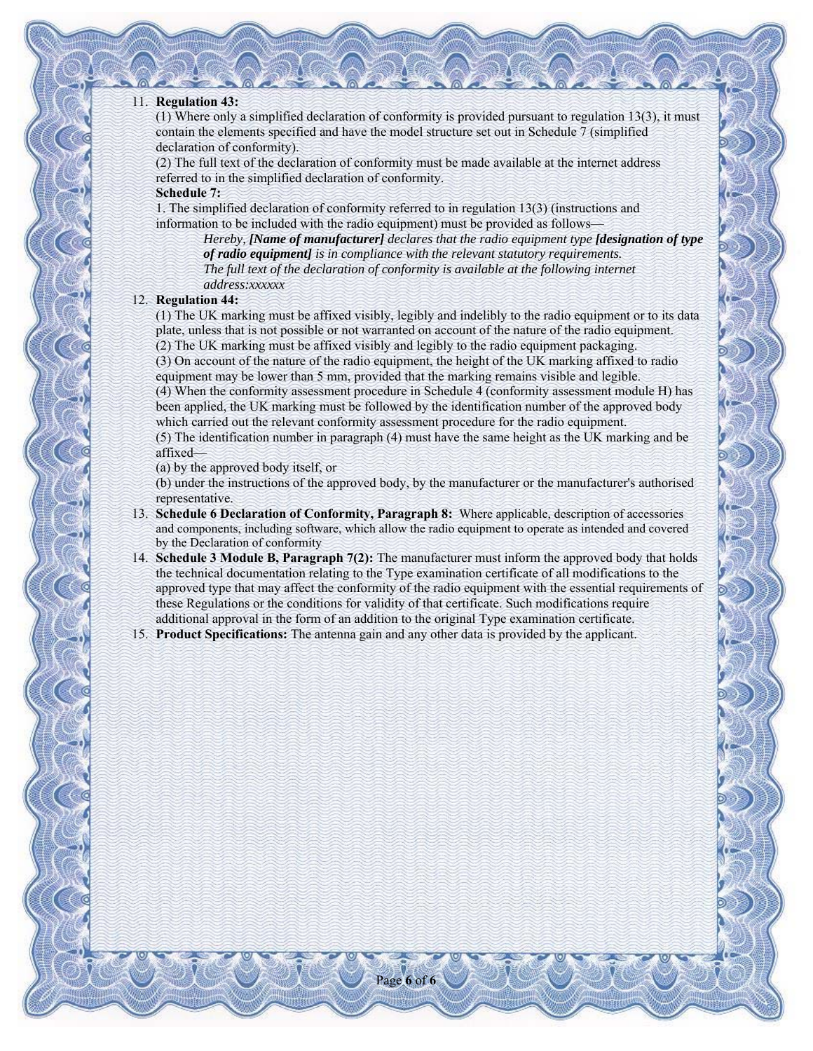11. **Regulation 43:**
    (1) Where only a simplified declaration of conformity is provided pursuant to regulation 13(3), it must contain the elements specified and have the model structure set out in Schedule 7 (simplified declaration of conformity).
    (2) The full text of the declaration of conformity must be made available at the internet address referred to in the simplified declaration of conformity.
    **Schedule 7:**
    1. The simplified declaration of conformity referred to in regulation 13(3) (instructions and information to be included with the radio equipment) must be provided as follows—
        *Hereby, **[Name of manufacturer]** declares that the radio equipment type **[designation of type of radio equipment]** is in compliance with the relevant statutory requirements.*
        *The full text of the declaration of conformity is available at the following internet address:xxxxxx*
12. **Regulation 44:**
    (1) The UK marking must be affixed visibly, legibly and indelibly to the radio equipment or to its data plate, unless that is not possible or not warranted on account of the nature of the radio equipment.
    (2) The UK marking must be affixed visibly and legibly to the radio equipment packaging.
    (3) On account of the nature of the radio equipment, the height of the UK marking affixed to radio equipment may be lower than 5 mm, provided that the marking remains visible and legible.
    (4) When the conformity assessment procedure in Schedule 4 (conformity assessment module H) has been applied, the UK marking must be followed by the identification number of the approved body which carried out the relevant conformity assessment procedure for the radio equipment.
    (5) The identification number in paragraph (4) must have the same height as the UK marking and be affixed—
    (a) by the approved body itself, or
    (b) under the instructions of the approved body, by the manufacturer or the manufacturer's authorised representative.
13. **Schedule 6 Declaration of Conformity, Paragraph 8:** Where applicable, description of accessories and components, including software, which allow the radio equipment to operate as intended and covered by the Declaration of conformity
14. **Schedule 3 Module B, Paragraph 7(2):** The manufacturer must inform the approved body that holds the technical documentation relating to the Type examination certificate of all modifications to the approved type that may affect the conformity of the radio equipment with the essential requirements of these Regulations or the conditions for validity of that certificate. Such modifications require additional approval in the form of an addition to the original Type examination certificate.
15. **Product Specifications:** The antenna gain and any other data is provided by the applicant.